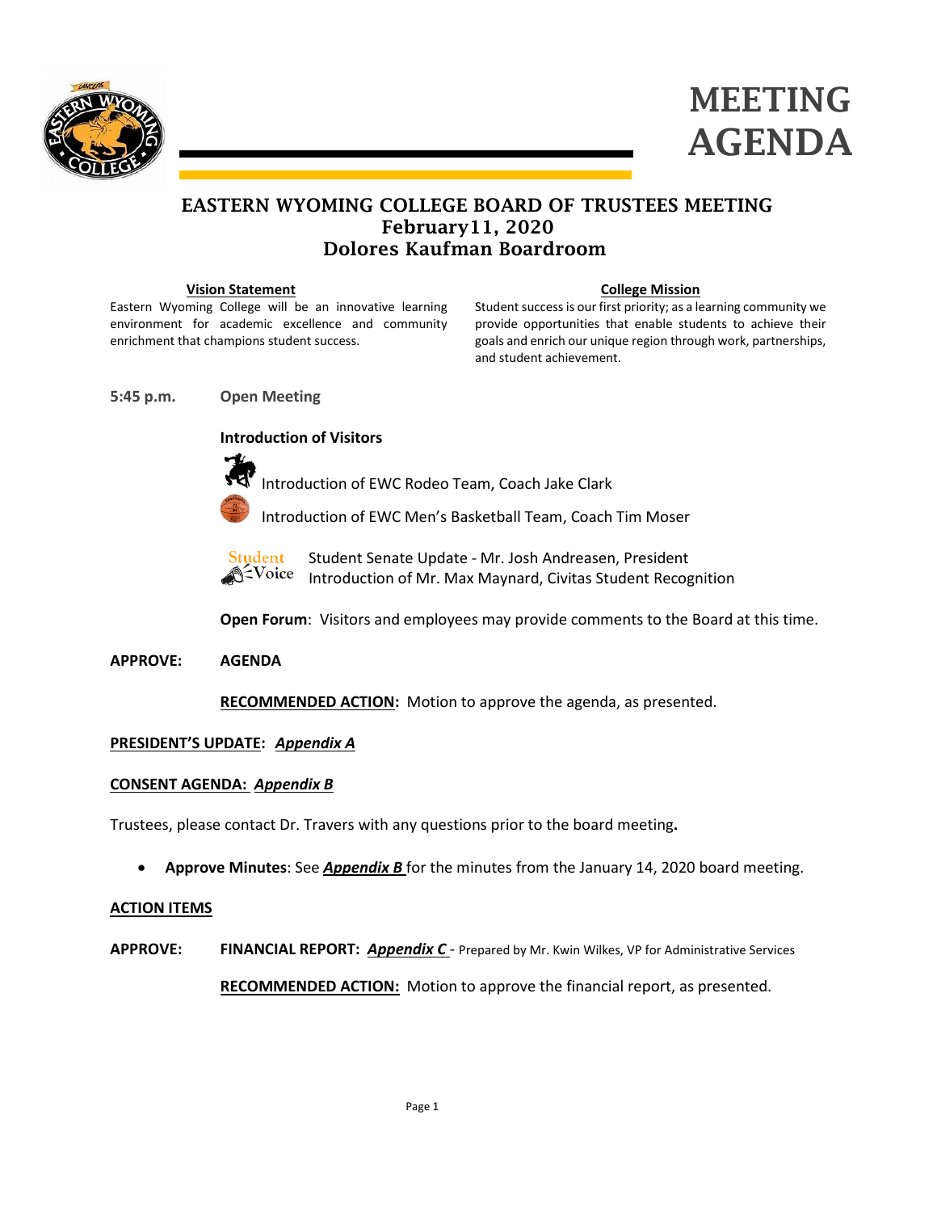# MEETING AGENDA

## EASTERN WYOMING COLLEGE BOARD OF TRUSTEES MEETING
## February11, 2020
## Dolores Kaufman Boardroom

**Vision Statement**

Eastern Wyoming College will be an innovative learning environment for academic excellence and community enrichment that champions student success.

**College Mission**

Student success is our first priority; as a learning community we provide opportunities that enable students to achieve their goals and enrich our unique region through work, partnerships, and student achievement.

**5:45 p.m.** **Open Meeting**

**Introduction of Visitors**

Introduction of EWC Rodeo Team, Coach Jake Clark

Introduction of EWC Men's Basketball Team, Coach Tim Moser

Student Voice

Student Senate Update - Mr. Josh Andreasen, President
Introduction of Mr. Max Maynard, Civitas Student Recognition

**Open Forum**: Visitors and employees may provide comments to the Board at this time.

**APPROVE:** **AGENDA**

**RECOMMENDED ACTION:** Motion to approve the agenda, as presented.

**PRESIDENT'S UPDATE:** ***Appendix A***

**CONSENT AGENDA:** ***Appendix B***

Trustees, please contact Dr. Travers with any questions prior to the board meeting**.**

- **Approve Minutes**: See ***Appendix B*** for the minutes from the January 14, 2020 board meeting.

**ACTION ITEMS**

**APPROVE:** **FINANCIAL REPORT:** ***Appendix C*** - Prepared by Mr. Kwin Wilkes, VP for Administrative Services

**RECOMMENDED ACTION:** Motion to approve the financial report, as presented.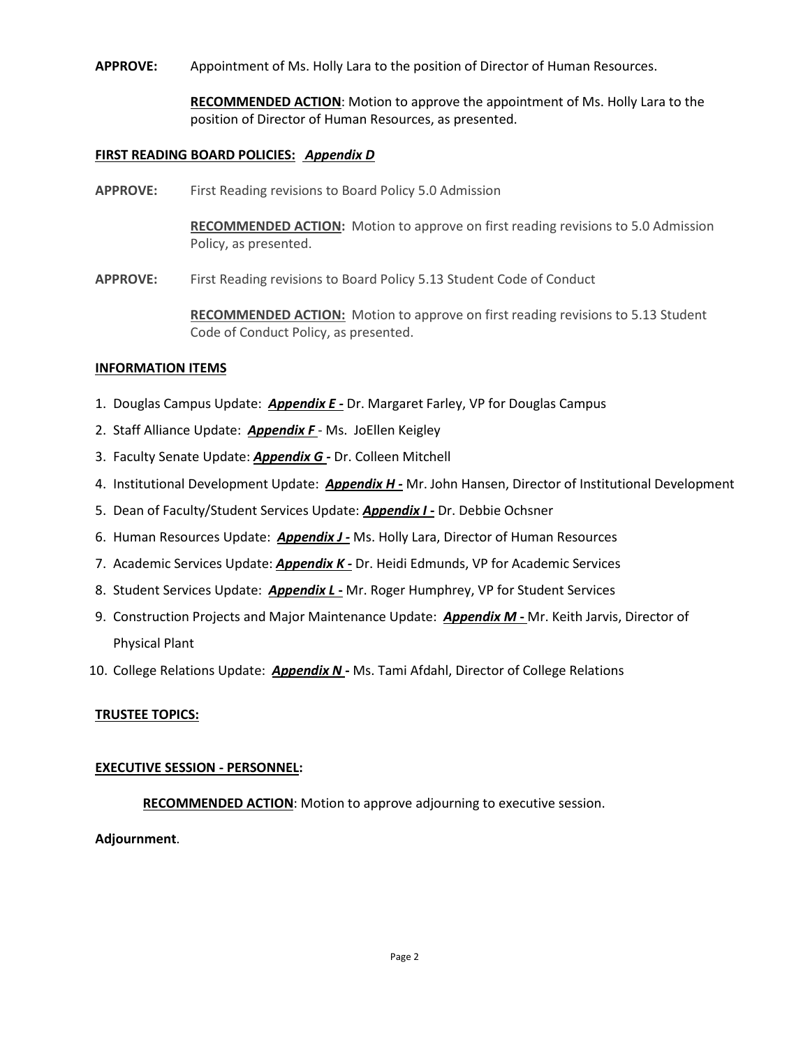**APPROVE:** Appointment of Ms. Holly Lara to the position of Director of Human Resources.

**RECOMMENDED ACTION**: Motion to approve the appointment of Ms. Holly Lara to the position of Director of Human Resources, as presented.

**FIRST READING BOARD POLICIES:** ***Appendix D***

**APPROVE:** First Reading revisions to Board Policy 5.0 Admission

**RECOMMENDED ACTION:** Motion to approve on first reading revisions to 5.0 Admission Policy, as presented.

**APPROVE:** First Reading revisions to Board Policy 5.13 Student Code of Conduct

**RECOMMENDED ACTION:** Motion to approve on first reading revisions to 5.13 Student Code of Conduct Policy, as presented.

**INFORMATION ITEMS**

1. Douglas Campus Update: ***Appendix E -*** Dr. Margaret Farley, VP for Douglas Campus
2. Staff Alliance Update: ***Appendix F*** - Ms. JoEllen Keigley
3. Faculty Senate Update: ***Appendix G -*** Dr. Colleen Mitchell
4. Institutional Development Update: ***Appendix H -*** Mr. John Hansen, Director of Institutional Development
5. Dean of Faculty/Student Services Update: ***Appendix I -*** Dr. Debbie Ochsner
6. Human Resources Update: ***Appendix J -*** Ms. Holly Lara, Director of Human Resources
7. Academic Services Update: ***Appendix K -*** Dr. Heidi Edmunds, VP for Academic Services
8. Student Services Update: ***Appendix L -*** Mr. Roger Humphrey, VP for Student Services
9. Construction Projects and Major Maintenance Update: ***Appendix M -*** Mr. Keith Jarvis, Director of Physical Plant
10. College Relations Update: ***Appendix N -*** Ms. Tami Afdahl, Director of College Relations

**TRUSTEE TOPICS:**

**EXECUTIVE SESSION - PERSONNEL:**

**RECOMMENDED ACTION**: Motion to approve adjourning to executive session.

**Adjournment**.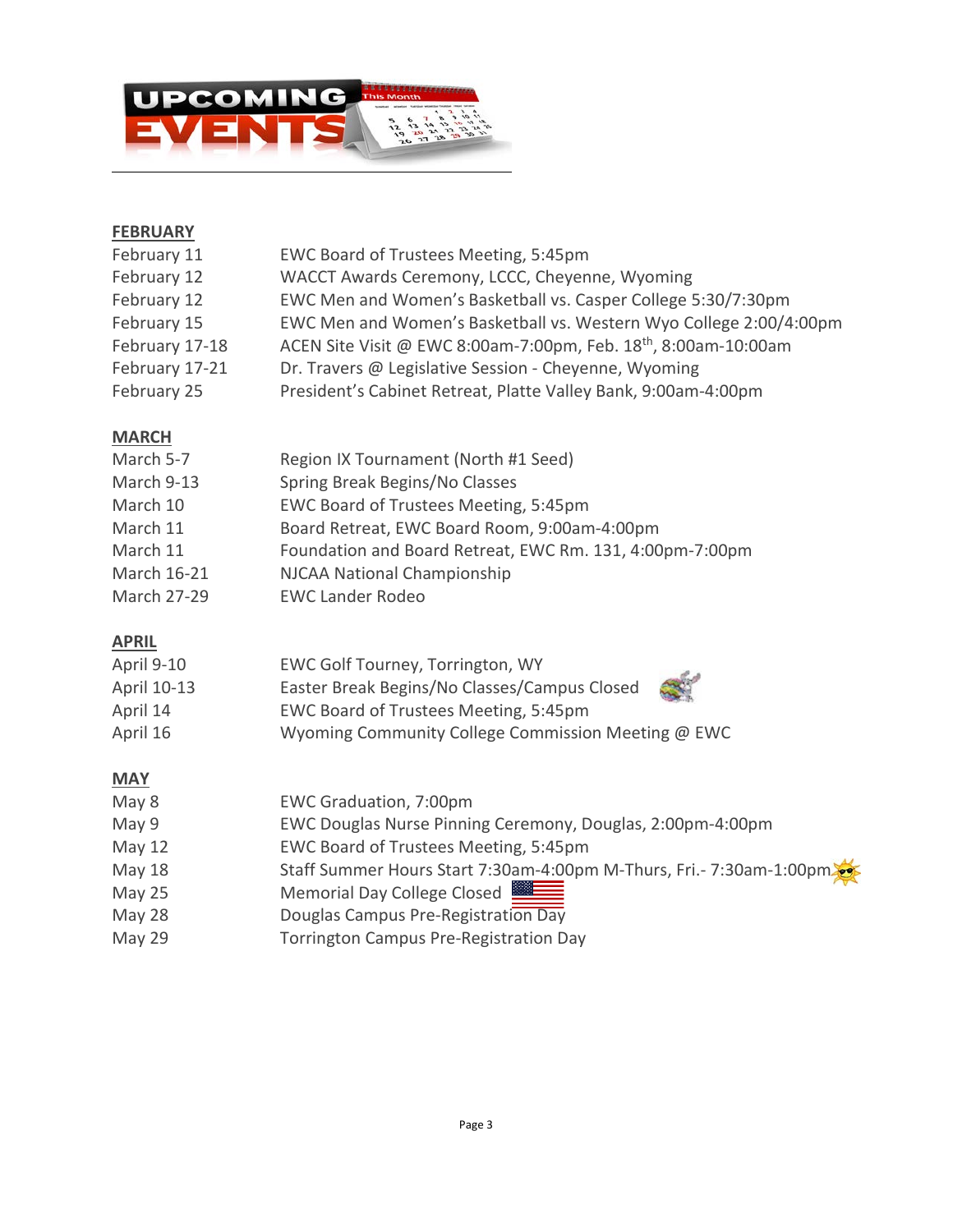# UPCOMING EVENTS

## FEBRUARY

| | |
|---|---|
| February 11 | EWC Board of Trustees Meeting, 5:45pm |
| February 12 | WACCT Awards Ceremony, LCCC, Cheyenne, Wyoming |
| February 12 | EWC Men and Women's Basketball vs. Casper College 5:30/7:30pm |
| February 15 | EWC Men and Women's Basketball vs. Western Wyo College 2:00/4:00pm |
| February 17-18 | ACEN Site Visit @ EWC 8:00am-7:00pm, Feb. 18th, 8:00am-10:00am |
| February 17-21 | Dr. Travers @ Legislative Session - Cheyenne, Wyoming |
| February 25 | President's Cabinet Retreat, Platte Valley Bank, 9:00am-4:00pm |

## MARCH

| | |
|---|---|
| March 5-7 | Region IX Tournament (North #1 Seed) |
| March 9-13 | Spring Break Begins/No Classes |
| March 10 | EWC Board of Trustees Meeting, 5:45pm |
| March 11 | Board Retreat, EWC Board Room, 9:00am-4:00pm |
| March 11 | Foundation and Board Retreat, EWC Rm. 131, 4:00pm-7:00pm |
| March 16-21 | NJCAA National Championship |
| March 27-29 | EWC Lander Rodeo |

## APRIL

| | |
|---|---|
| April 9-10 | EWC Golf Tourney, Torrington, WY |
| April 10-13 | Easter Break Begins/No Classes/Campus Closed |
| April 14 | EWC Board of Trustees Meeting, 5:45pm |
| April 16 | Wyoming Community College Commission Meeting @ EWC |

## MAY

| | |
|---|---|
| May 8 | EWC Graduation, 7:00pm |
| May 9 | EWC Douglas Nurse Pinning Ceremony, Douglas, 2:00pm-4:00pm |
| May 12 | EWC Board of Trustees Meeting, 5:45pm |
| May 18 | Staff Summer Hours Start 7:30am-4:00pm M-Thurs, Fri.- 7:30am-1:00pm |
| May 25 | Memorial Day College Closed |
| May 28 | Douglas Campus Pre-Registration Day |
| May 29 | Torrington Campus Pre-Registration Day |